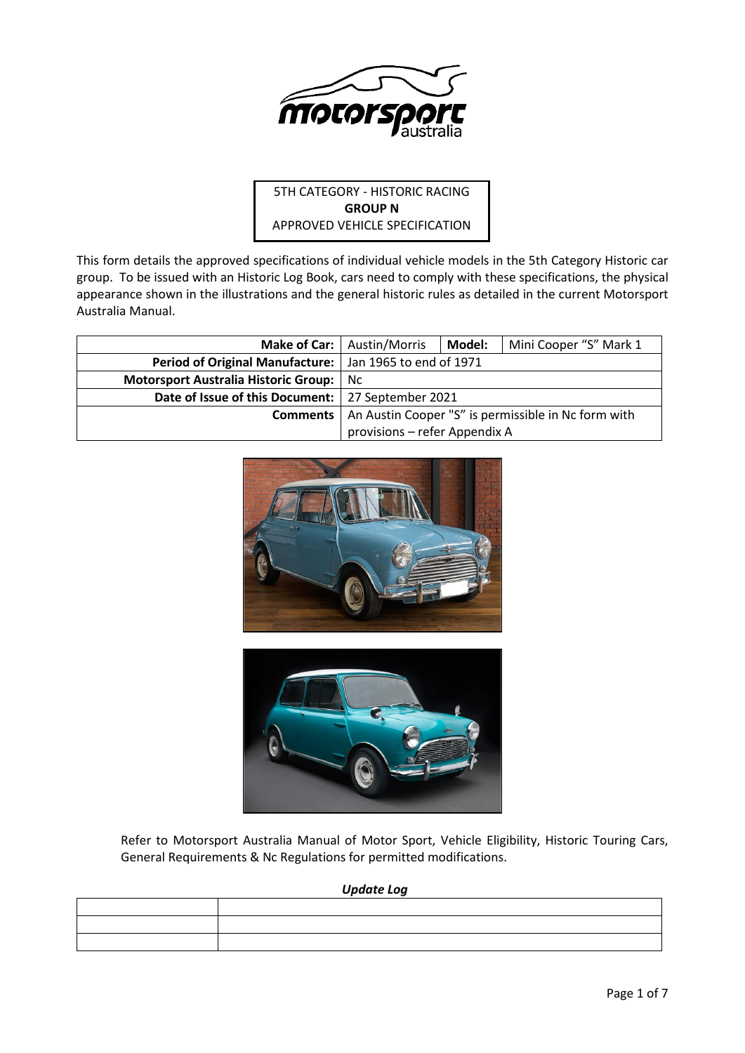5TH CATEGORY - HISTORIC RACING

**GROUP N**

APPROVED VEHICLE SPECIFICATION

This form details the approved specifications of individual vehicle models in the 5th Category Historic car group. To be issued with an Historic Log Book, cars need to comply with these specifications, the physical appearance shown in the illustrations and the general historic rules as detailed in the current Motorsport Australia Manual.

| | | | |
|---|---|---|---|
| **Make of Car:** | Austin/Morris | **Model:** | Mini Cooper "S" Mark 1 |
| **Period of Original Manufacture:** | Jan 1965 to end of 1971 | | |
| **Motorsport Australia Historic Group:** | Nc | | |
| **Date of Issue of this Document:** | 27 September 2021 | | |
| **Comments** | An Austin Cooper "S" is permissible in Nc form with provisions – refer Appendix A | | |

Refer to Motorsport Australia Manual of Motor Sport, Vehicle Eligibility, Historic Touring Cars, General Requirements & Nc Regulations for permitted modifications.

***Update Log***

| | |
|---|---|
| | |
| | |
| | |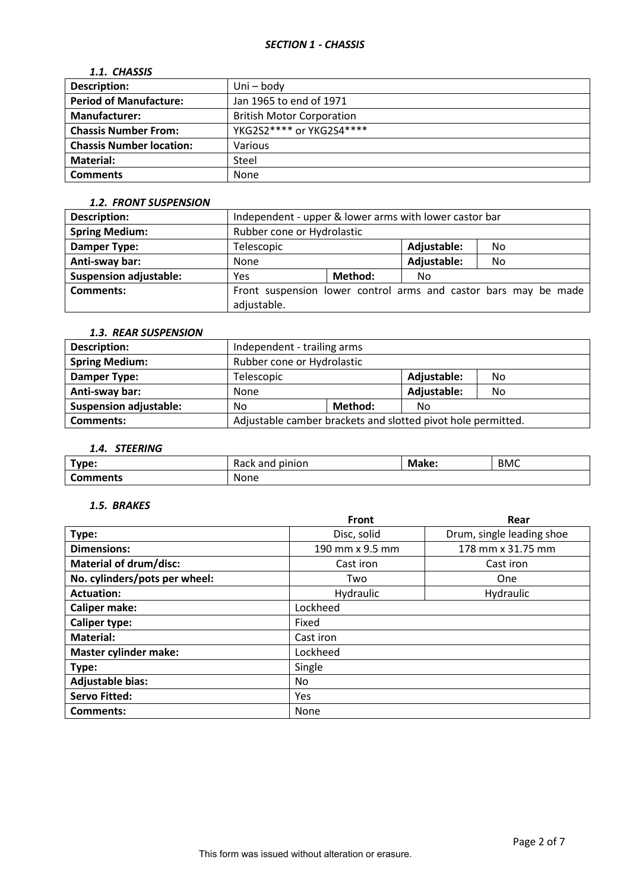# *SECTION 1 - CHASSIS*

## *1.1. CHASSIS*

| **Description:** | Uni – body |
|---|---|
| **Period of Manufacture:** | Jan 1965 to end of 1971 |
| **Manufacturer:** | British Motor Corporation |
| **Chassis Number From:** | YKG2S2**** or YKG2S4**** |
| **Chassis Number location:** | Various |
| **Material:** | Steel |
| **Comments** | None |

## *1.2. FRONT SUSPENSION*

| **Description:** | Independent - upper & lower arms with lower castor bar | | | |
|---|---|---|---|---|
| **Spring Medium:** | Rubber cone or Hydrolastic | | | |
| **Damper Type:** | Telescopic | | **Adjustable:** | No |
| **Anti-sway bar:** | None | | **Adjustable:** | No |
| **Suspension adjustable:** | Yes | **Method:** | No | |
| **Comments:** | Front suspension lower control arms and castor bars may be made adjustable. | | | |

## *1.3. REAR SUSPENSION*

| **Description:** | Independent - trailing arms | | | |
|---|---|---|---|---|
| **Spring Medium:** | Rubber cone or Hydrolastic | | | |
| **Damper Type:** | Telescopic | | **Adjustable:** | No |
| **Anti-sway bar:** | None | | **Adjustable:** | No |
| **Suspension adjustable:** | No | **Method:** | No | |
| **Comments:** | Adjustable camber brackets and slotted pivot hole permitted. | | | |

## *1.4. STEERING*

| **Type:** | Rack and pinion | **Make:** | BMC |
|---|---|---|---|
| **Comments** | None | | |

## *1.5. BRAKES*

| | **Front** | **Rear** |
|---|---|---|
| **Type:** | Disc, solid | Drum, single leading shoe |
| **Dimensions:** | 190 mm x 9.5 mm | 178 mm x 31.75 mm |
| **Material of drum/disc:** | Cast iron | Cast iron |
| **No. cylinders/pots per wheel:** | Two | One |
| **Actuation:** | Hydraulic | Hydraulic |
| **Caliper make:** | Lockheed | |
| **Caliper type:** | Fixed | |
| **Material:** | Cast iron | |
| **Master cylinder make:** | Lockheed | |
| **Type:** | Single | |
| **Adjustable bias:** | No | |
| **Servo Fitted:** | Yes | |
| **Comments:** | None | |

This form was issued without alteration or erasure.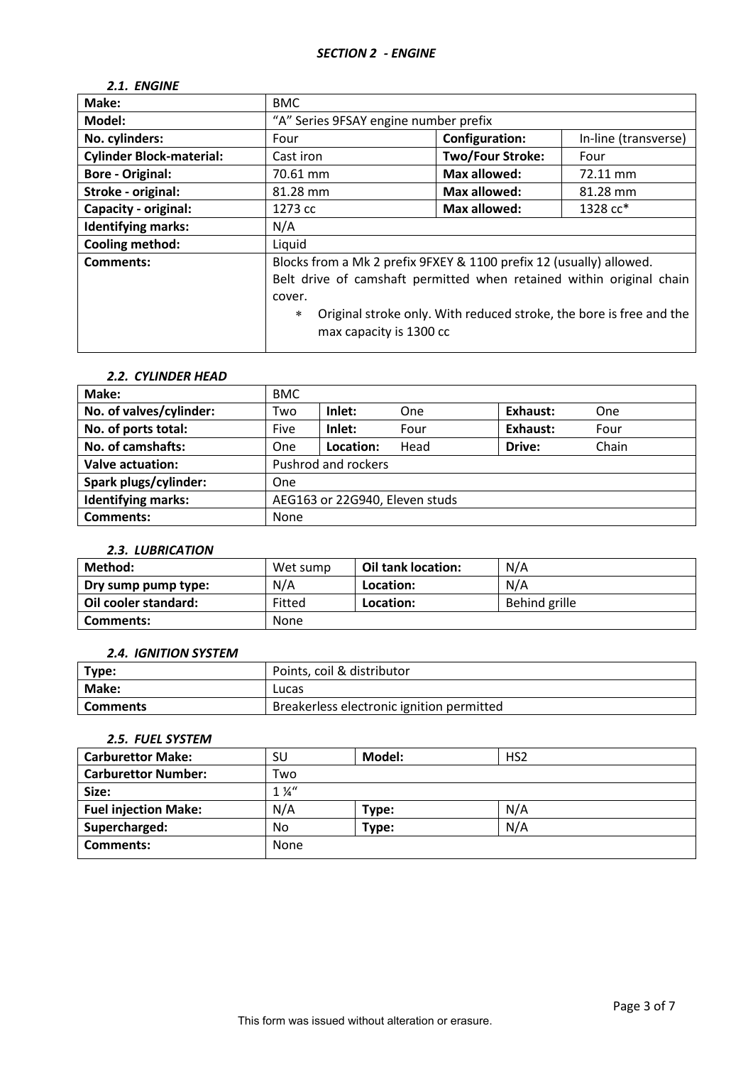## *SECTION 2 - ENGINE*

### *2.1. ENGINE*

| **Make:** | BMC | | |
|---|---|---|---|
| **Model:** | "A" Series 9FSAY engine number prefix | | |
| **No. cylinders:** | Four | **Configuration:** | In-line (transverse) |
| **Cylinder Block-material:** | Cast iron | **Two/Four Stroke:** | Four |
| **Bore - Original:** | 70.61 mm | **Max allowed:** | 72.11 mm |
| **Stroke - original:** | 81.28 mm | **Max allowed:** | 81.28 mm |
| **Capacity - original:** | 1273 cc | **Max allowed:** | 1328 cc* |
| **Identifying marks:** | N/A | | |
| **Cooling method:** | Liquid | | |
| **Comments:** | Blocks from a Mk 2 prefix 9FXEY & 1100 prefix 12 (usually) allowed. Belt drive of camshaft permitted when retained within original chain cover. * Original stroke only. With reduced stroke, the bore is free and the max capacity is 1300 cc | | |

### *2.2. CYLINDER HEAD*

| **Make:** | BMC | | | | |
|---|---|---|---|---|---|
| **No. of valves/cylinder:** | Two | **Inlet:** | One | **Exhaust:** | One |
| **No. of ports total:** | Five | **Inlet:** | Four | **Exhaust:** | Four |
| **No. of camshafts:** | One | **Location:** | Head | **Drive:** | Chain |
| **Valve actuation:** | Pushrod and rockers | | | | |
| **Spark plugs/cylinder:** | One | | | | |
| **Identifying marks:** | AEG163 or 22G940, Eleven studs | | | | |
| **Comments:** | None | | | | |

### *2.3. LUBRICATION*

| **Method:** | Wet sump | **Oil tank location:** | N/A |
|---|---|---|---|
| **Dry sump pump type:** | N/A | **Location:** | N/A |
| **Oil cooler standard:** | Fitted | **Location:** | Behind grille |
| **Comments:** | None | | |

### *2.4. IGNITION SYSTEM*

| **Type:** | Points, coil & distributor |
|---|---|
| **Make:** | Lucas |
| **Comments** | Breakerless electronic ignition permitted |

### *2.5. FUEL SYSTEM*

| **Carburettor Make:** | SU | **Model:** | HS2 |
|---|---|---|---|
| **Carburettor Number:** | Two | | |
| **Size:** | 1 ¼" | | |
| **Fuel injection Make:** | N/A | **Type:** | N/A |
| **Supercharged:** | No | **Type:** | N/A |
| **Comments:** | None | | |

This form was issued without alteration or erasure.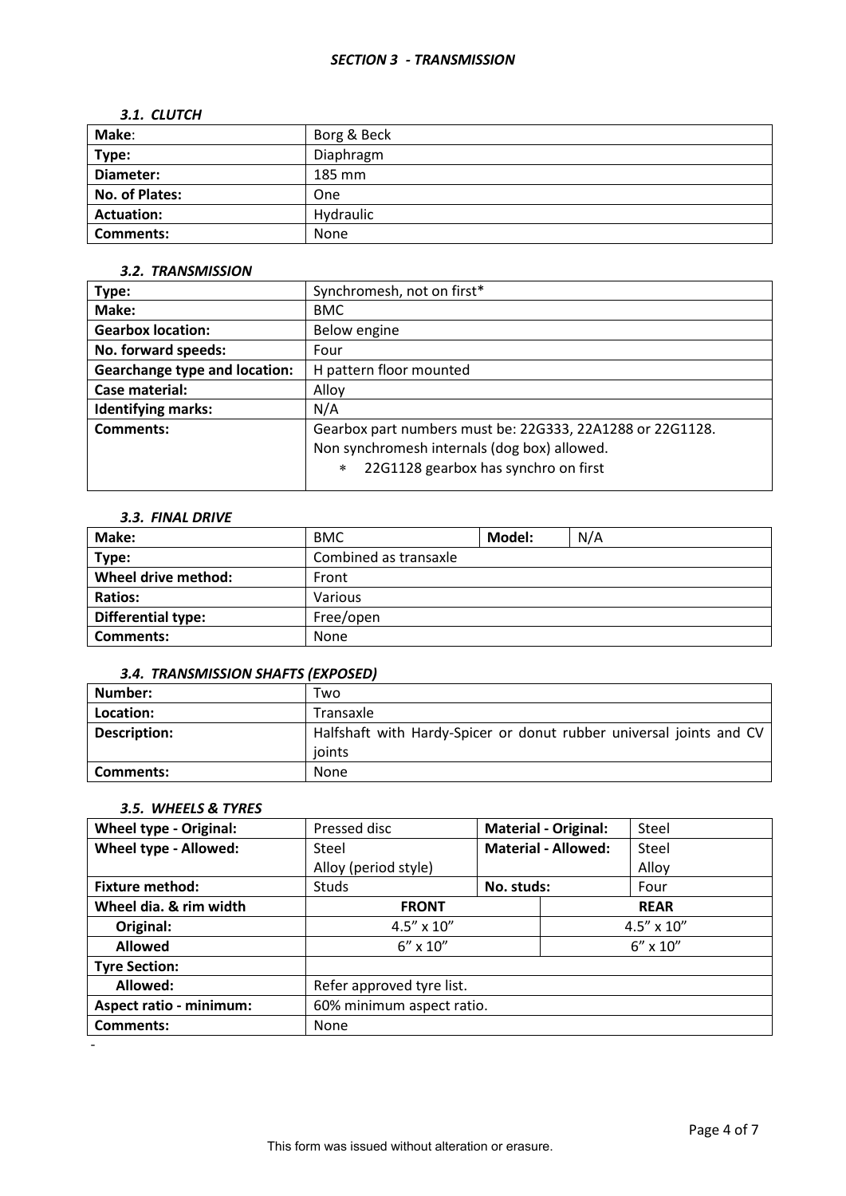## *SECTION 3 - TRANSMISSION*

### *3.1. CLUTCH*

| **Make**: | Borg & Beck |
|---|---|
| **Type:** | Diaphragm |
| **Diameter:** | 185 mm |
| **No. of Plates:** | One |
| **Actuation:** | Hydraulic |
| **Comments:** | None |

### *3.2. TRANSMISSION*

| **Type:** | Synchromesh, not on first* |
|---|---|
| **Make:** | BMC |
| **Gearbox location:** | Below engine |
| **No. forward speeds:** | Four |
| **Gearchange type and location:** | H pattern floor mounted |
| **Case material:** | Alloy |
| **Identifying marks:** | N/A |
| **Comments:** | Gearbox part numbers must be: 22G333, 22A1288 or 22G1128.<br>Non synchromesh internals (dog box) allowed.<br>* 22G1128 gearbox has synchro on first |

### *3.3. FINAL DRIVE*

| **Make:** | BMC | **Model:** | N/A |
|---|---|---|---|
| **Type:** | Combined as transaxle | | |
| **Wheel drive method:** | Front | | |
| **Ratios:** | Various | | |
| **Differential type:** | Free/open | | |
| **Comments:** | None | | |

### *3.4. TRANSMISSION SHAFTS (EXPOSED)*

| **Number:** | Two |
|---|---|
| **Location:** | Transaxle |
| **Description:** | Halfshaft with Hardy-Spicer or donut rubber universal joints and CV joints |
| **Comments:** | None |

### *3.5. WHEELS & TYRES*

| **Wheel type - Original:** | Pressed disc | **Material - Original:** | Steel |
|---|---|---|---|
| **Wheel type - Allowed:** | Steel<br>Alloy (period style) | **Material - Allowed:** | Steel<br>Alloy |
| **Fixture method:** | Studs | **No. studs:** | Four |
| **Wheel dia. & rim width** | **FRONT** | | **REAR** |
| **Original:** | 4.5" x 10" | | 4.5" x 10" |
| **Allowed** | 6" x 10" | | 6" x 10" |
| **Tyre Section:** | | | |
| **Allowed:** | Refer approved tyre list. | | |
| **Aspect ratio - minimum:** | 60% minimum aspect ratio. | | |
| **Comments:** | None | | |

-

This form was issued without alteration or erasure.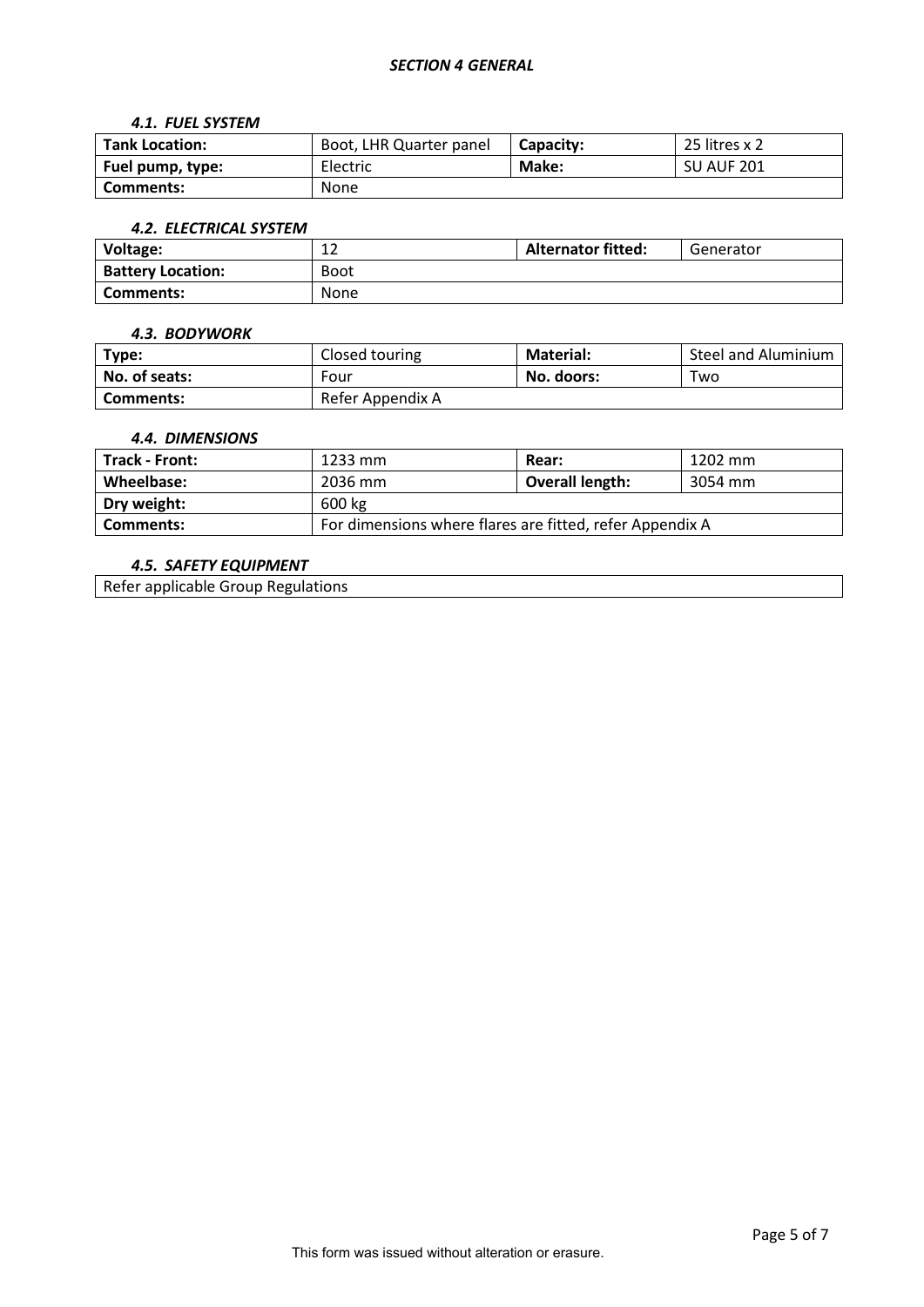## *SECTION 4 GENERAL*

### *4.1. FUEL SYSTEM*

| **Tank Location:** | Boot, LHR Quarter panel | **Capacity:** | 25 litres x 2 |
|---|---|---|---|
| **Fuel pump, type:** | Electric | **Make:** | SU AUF 201 |
| **Comments:** | None | | |

### *4.2. ELECTRICAL SYSTEM*

| **Voltage:** | 12 | **Alternator fitted:** | Generator |
|---|---|---|---|
| **Battery Location:** | Boot | | |
| **Comments:** | None | | |

### *4.3. BODYWORK*

| **Type:** | Closed touring | **Material:** | Steel and Aluminium |
|---|---|---|---|
| **No. of seats:** | Four | **No. doors:** | Two |
| **Comments:** | Refer Appendix A | | |

### *4.4. DIMENSIONS*

| **Track - Front:** | 1233 mm | **Rear:** | 1202 mm |
|---|---|---|---|
| **Wheelbase:** | 2036 mm | **Overall length:** | 3054 mm |
| **Dry weight:** | 600 kg | | |
| **Comments:** | For dimensions where flares are fitted, refer Appendix A | | |

### *4.5. SAFETY EQUIPMENT*

| Refer applicable Group Regulations |
|---|

This form was issued without alteration or erasure.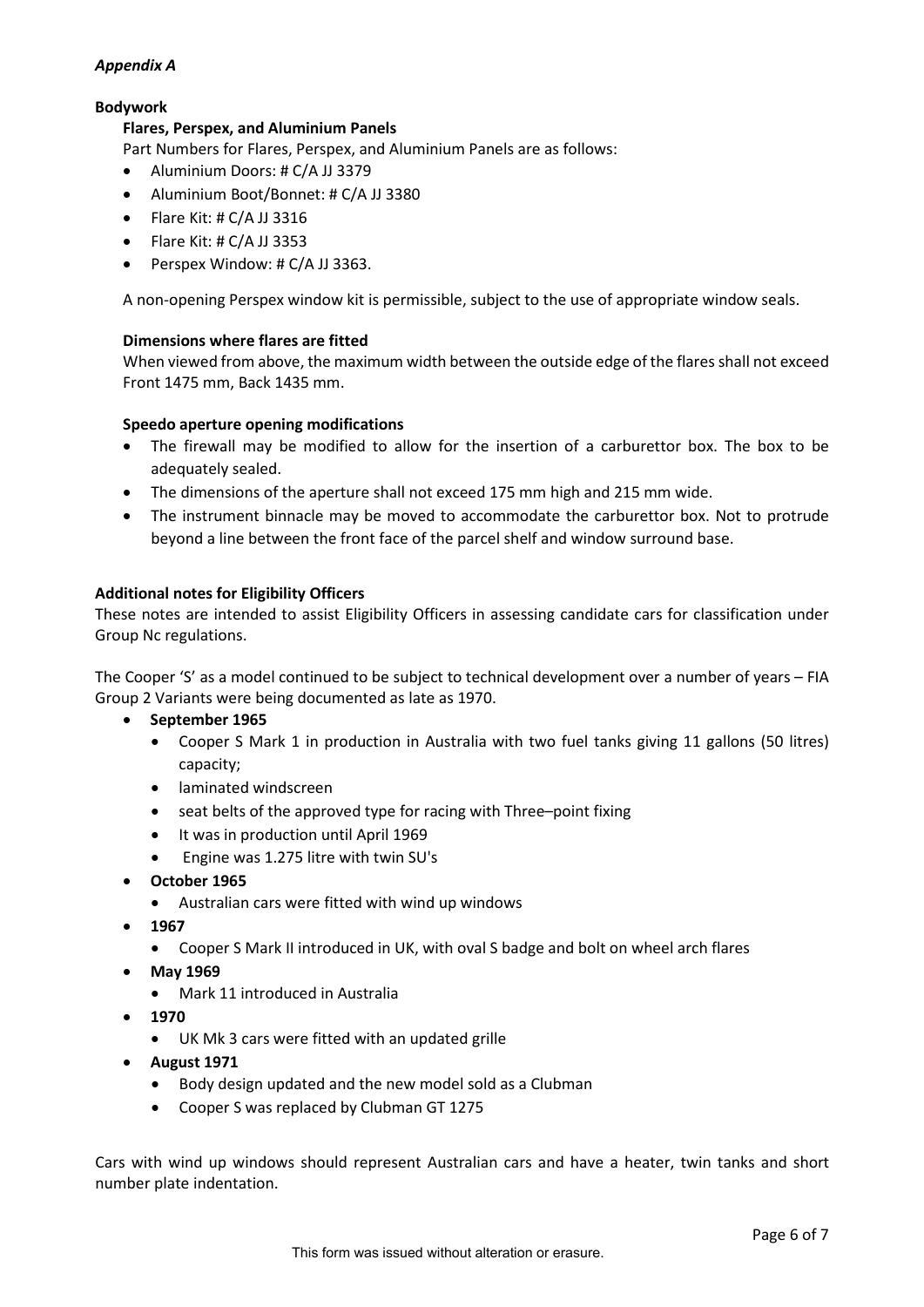*Appendix A*

**Bodywork**

**Flares, Perspex, and Aluminium Panels**

Part Numbers for Flares, Perspex, and Aluminium Panels are as follows:

- Aluminium Doors: # C/A JJ 3379
- Aluminium Boot/Bonnet: # C/A JJ 3380
- Flare Kit: # C/A JJ 3316
- Flare Kit: # C/A JJ 3353
- Perspex Window: # C/A JJ 3363.

A non-opening Perspex window kit is permissible, subject to the use of appropriate window seals.

**Dimensions where flares are fitted**

When viewed from above, the maximum width between the outside edge of the flares shall not exceed Front 1475 mm, Back 1435 mm.

**Speedo aperture opening modifications**

- The firewall may be modified to allow for the insertion of a carburettor box. The box to be adequately sealed.
- The dimensions of the aperture shall not exceed 175 mm high and 215 mm wide.
- The instrument binnacle may be moved to accommodate the carburettor box. Not to protrude beyond a line between the front face of the parcel shelf and window surround base.

**Additional notes for Eligibility Officers**

These notes are intended to assist Eligibility Officers in assessing candidate cars for classification under Group Nc regulations.

The Cooper 'S' as a model continued to be subject to technical development over a number of years – FIA Group 2 Variants were being documented as late as 1970.

- **September 1965**
  - Cooper S Mark 1 in production in Australia with two fuel tanks giving 11 gallons (50 litres) capacity;
  - laminated windscreen
  - seat belts of the approved type for racing with Three–point fixing
  - It was in production until April 1969
  - Engine was 1.275 litre with twin SU's
- **October 1965**
  - Australian cars were fitted with wind up windows
- **1967**
  - Cooper S Mark II introduced in UK, with oval S badge and bolt on wheel arch flares
- **May 1969**
  - Mark 11 introduced in Australia
- **1970**
  - UK Mk 3 cars were fitted with an updated grille
- **August 1971**
  - Body design updated and the new model sold as a Clubman
  - Cooper S was replaced by Clubman GT 1275

Cars with wind up windows should represent Australian cars and have a heater, twin tanks and short number plate indentation.

This form was issued without alteration or erasure.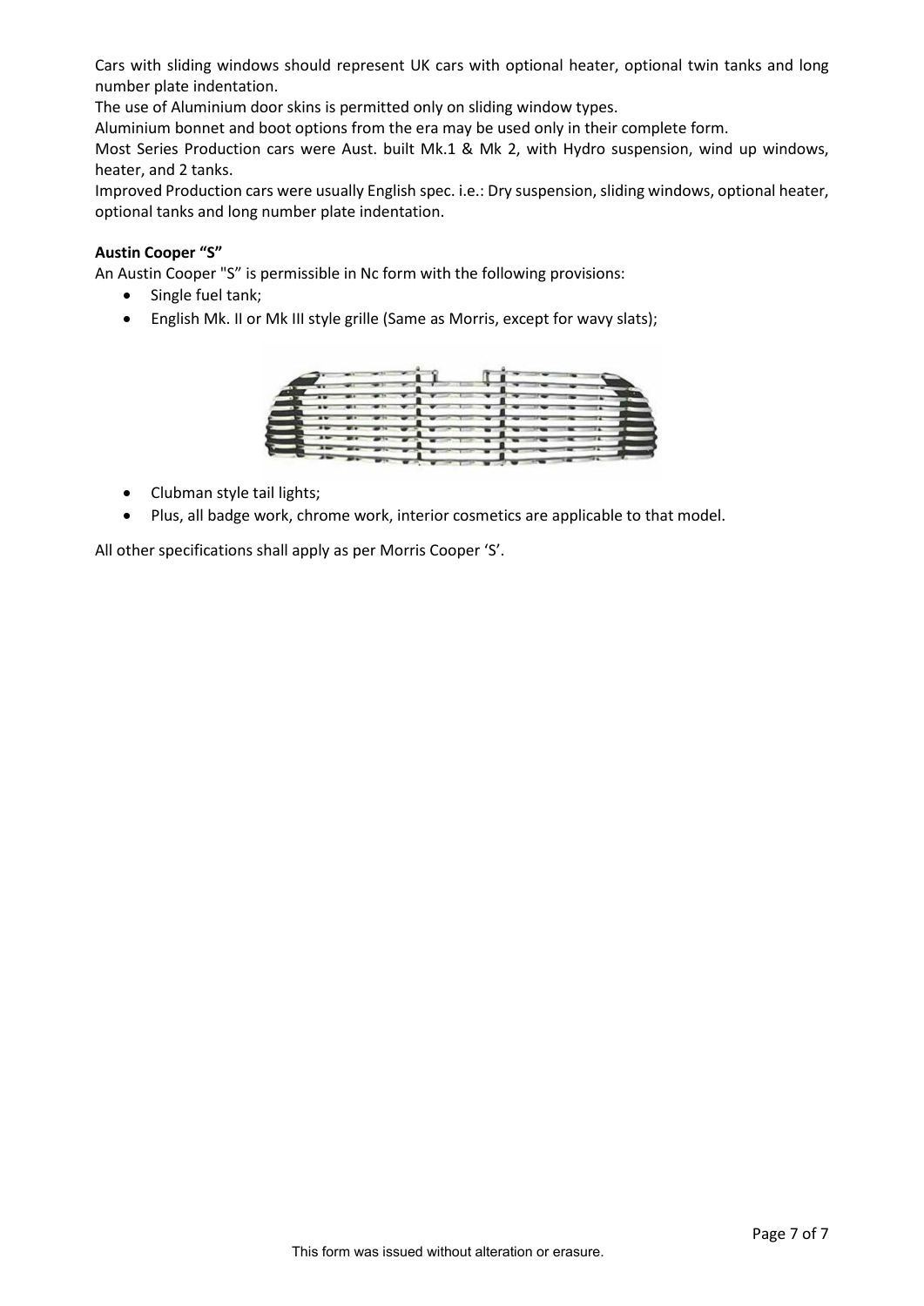Cars with sliding windows should represent UK cars with optional heater, optional twin tanks and long number plate indentation.

The use of Aluminium door skins is permitted only on sliding window types.

Aluminium bonnet and boot options from the era may be used only in their complete form.

Most Series Production cars were Aust. built Mk.1 & Mk 2, with Hydro suspension, wind up windows, heater, and 2 tanks.

Improved Production cars were usually English spec. i.e.: Dry suspension, sliding windows, optional heater, optional tanks and long number plate indentation.

**Austin Cooper "S"**

An Austin Cooper "S" is permissible in Nc form with the following provisions:

- Single fuel tank;
- English Mk. II or Mk III style grille (Same as Morris, except for wavy slats);
- Clubman style tail lights;
- Plus, all badge work, chrome work, interior cosmetics are applicable to that model.

All other specifications shall apply as per Morris Cooper 'S'.

This form was issued without alteration or erasure.